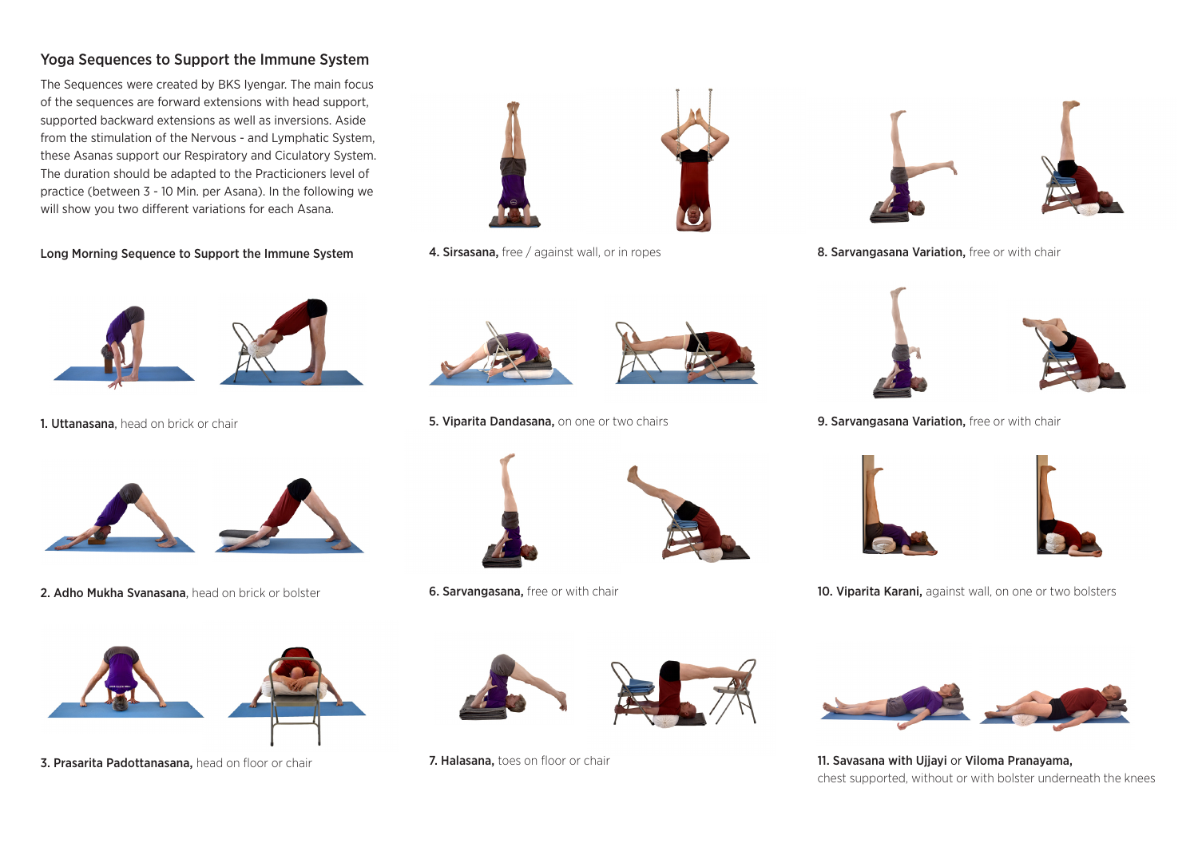## Yoga Sequences to Support the Immune System

The Sequences were created by BKS Iyengar. The main focus of the sequences are forward extensions with head support, supported backward extensions as well as inversions. Aside from the stimulation of the Nervous - and Lymphatic System, these Asanas support our Respiratory and Ciculatory System. The duration should be adapted to the Practicioners level of practice (between 3 - 10 Min. per Asana). In the following we will show you two different variations for each Asana.

### Long Morning Sequence to Support the Immune System

**1. Uttanasana**, head on brick or chair

**2. Adho Mukha Svanasana**, head on brick or bolster

**3. Prasarita Padottanasana,** head on floor or chair

**4. Sirsasana,** free / against wall, or in ropes

**5. Viparita Dandasana,** on one or two chairs

**6. Sarvangasana,** free or with chair

**7. Halasana,** toes on floor or chair

**8. Sarvangasana Variation,** free or with chair

**9. Sarvangasana Variation,** free or with chair

**10. Viparita Karani,** against wall, on one or two bolsters

**11. Savasana with Ujjayi** or **Viloma Pranayama,** chest supported, without or with bolster underneath the knees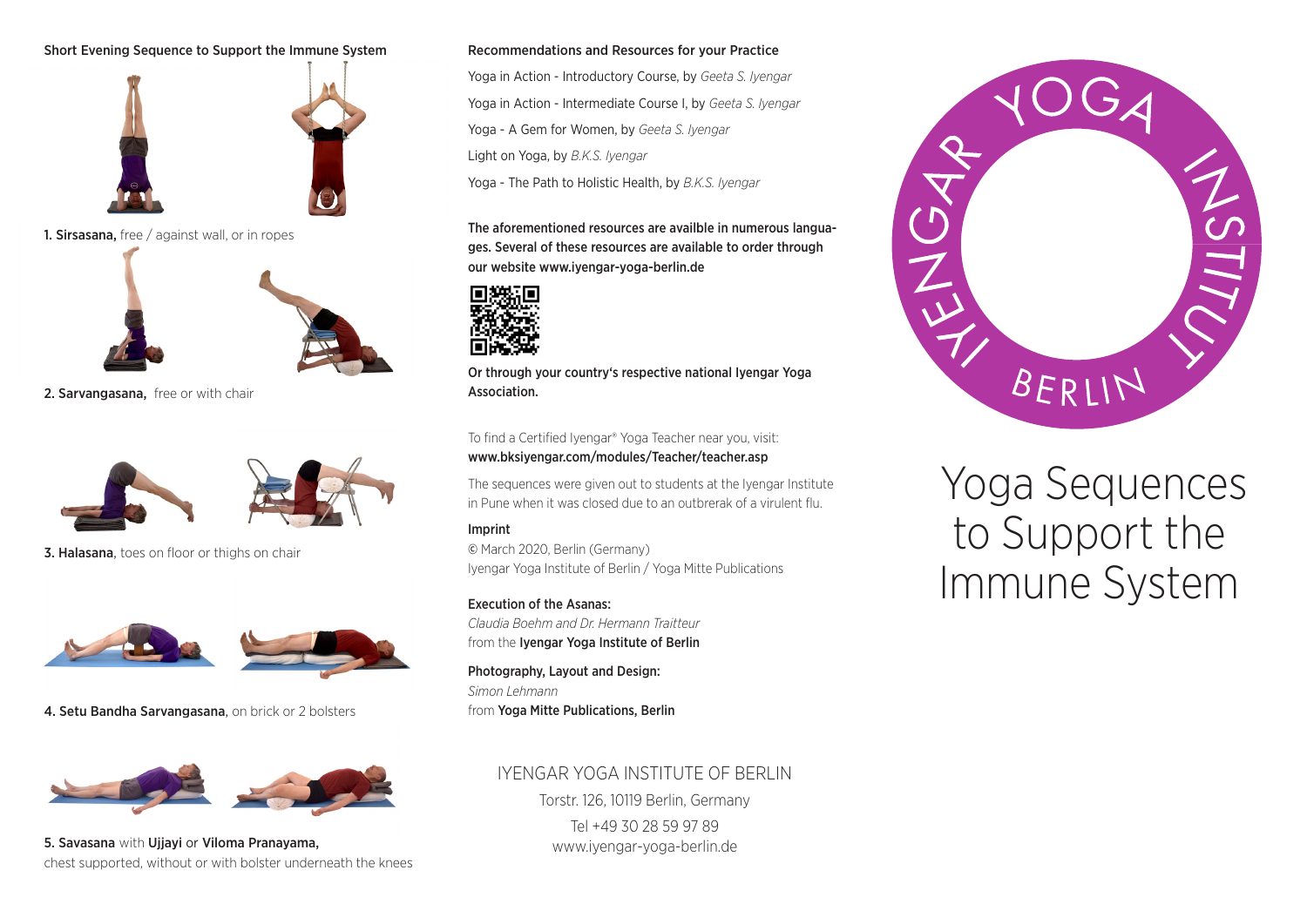## Short Evening Sequence to Support the Immune System

**1. Sirsasana,** free / against wall, or in ropes

**2. Sarvangasana,** free or with chair

**3. Halasana**, toes on floor or thighs on chair

**4. Setu Bandha Sarvangasana**, on brick or 2 bolsters

**5. Savasana** with **Ujjayi** or **Viloma Pranayama,**
chest supported, without or with bolster underneath the knees

## Recommendations and Resources for your Practice

Yoga in Action - Introductory Course, by *Geeta S. Iyengar*

Yoga in Action - Intermediate Course I, by *Geeta S. Iyengar*

Yoga - A Gem for Women, by *Geeta S. Iyengar*

Light on Yoga, by *B.K.S. Iyengar*

Yoga - The Path to Holistic Health, by *B.K.S. Iyengar*

**The aforementioned resources are availble in numerous languages. Several of these resources are available to order through our website www.iyengar-yoga-berlin.de**

**Or through your country's respective national Iyengar Yoga Association.**

To find a Certified Iyengar® Yoga Teacher near you, visit:
**www.bksiyengar.com/modules/Teacher/teacher.asp**

The sequences were given out to students at the Iyengar Institute in Pune when it was closed due to an outbrerak of a virulent flu.

**Imprint**
© March 2020, Berlin (Germany)
Iyengar Yoga Institute of Berlin / Yoga Mitte Publications

**Execution of the Asanas:**
*Claudia Boehm and Dr. Hermann Traitteur*
from the **Iyengar Yoga Institute of Berlin**

**Photography, Layout and Design:**
*Simon Lehmann*
from **Yoga Mitte Publications, Berlin**

IYENGAR YOGA INSTITUTE OF BERLIN
Torstr. 126, 10119 Berlin, Germany
Tel +49 30 28 59 97 89
www.iyengar-yoga-berlin.de

IYENGAR YOGA INSTITUT BERLIN

# Yoga Sequences to Support the Immune System